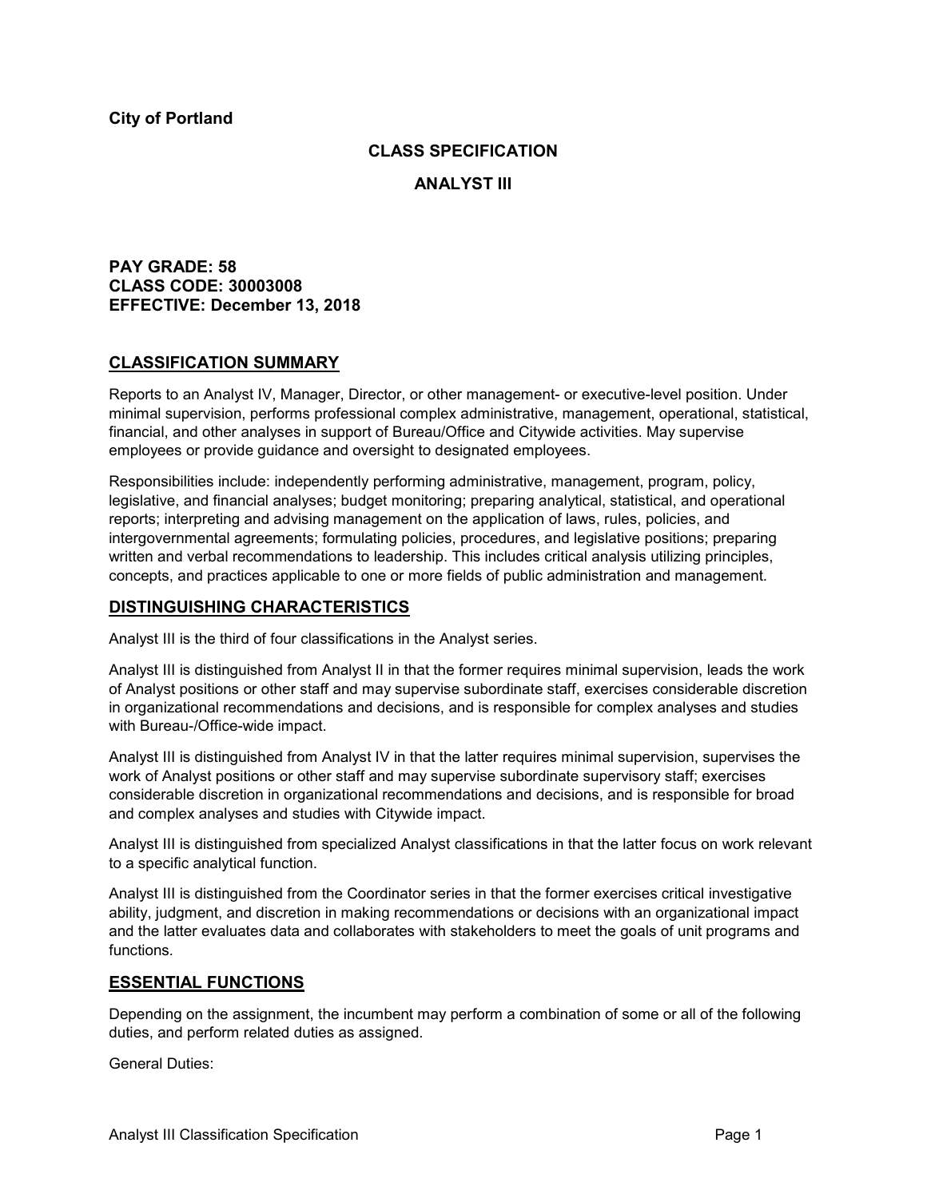**City of Portland**

## CLASS SPECIFICATION

## ANALYST III

**PAY GRADE: 58**
**CLASS CODE: 30003008**
**EFFECTIVE: December 13, 2018**

## CLASSIFICATION SUMMARY

Reports to an Analyst IV, Manager, Director, or other management- or executive-level position. Under minimal supervision, performs professional complex administrative, management, operational, statistical, financial, and other analyses in support of Bureau/Office and Citywide activities. May supervise employees or provide guidance and oversight to designated employees.

Responsibilities include: independently performing administrative, management, program, policy, legislative, and financial analyses; budget monitoring; preparing analytical, statistical, and operational reports; interpreting and advising management on the application of laws, rules, policies, and intergovernmental agreements; formulating policies, procedures, and legislative positions; preparing written and verbal recommendations to leadership. This includes critical analysis utilizing principles, concepts, and practices applicable to one or more fields of public administration and management.

## DISTINGUISHING CHARACTERISTICS

Analyst III is the third of four classifications in the Analyst series.

Analyst III is distinguished from Analyst II in that the former requires minimal supervision, leads the work of Analyst positions or other staff and may supervise subordinate staff, exercises considerable discretion in organizational recommendations and decisions, and is responsible for complex analyses and studies with Bureau-/Office-wide impact.

Analyst III is distinguished from Analyst IV in that the latter requires minimal supervision, supervises the work of Analyst positions or other staff and may supervise subordinate supervisory staff; exercises considerable discretion in organizational recommendations and decisions, and is responsible for broad and complex analyses and studies with Citywide impact.

Analyst III is distinguished from specialized Analyst classifications in that the latter focus on work relevant to a specific analytical function.

Analyst III is distinguished from the Coordinator series in that the former exercises critical investigative ability, judgment, and discretion in making recommendations or decisions with an organizational impact and the latter evaluates data and collaborates with stakeholders to meet the goals of unit programs and functions.

## ESSENTIAL FUNCTIONS

Depending on the assignment, the incumbent may perform a combination of some or all of the following duties, and perform related duties as assigned.

General Duties: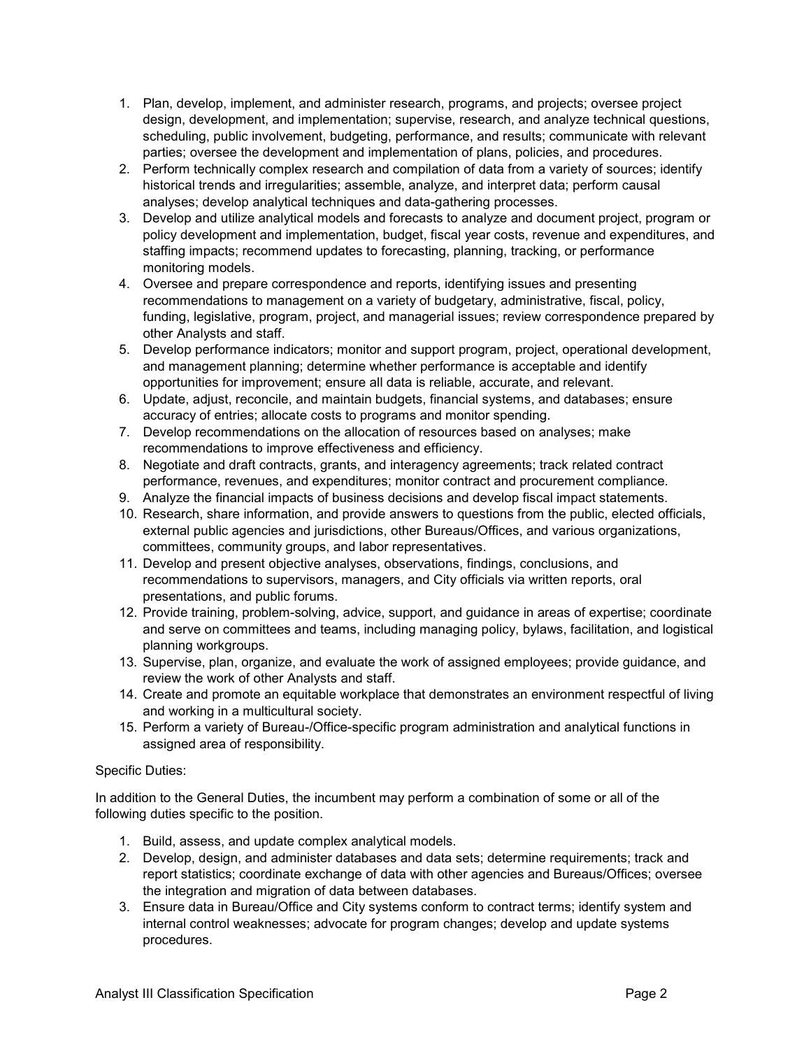1. Plan, develop, implement, and administer research, programs, and projects; oversee project design, development, and implementation; supervise, research, and analyze technical questions, scheduling, public involvement, budgeting, performance, and results; communicate with relevant parties; oversee the development and implementation of plans, policies, and procedures.
2. Perform technically complex research and compilation of data from a variety of sources; identify historical trends and irregularities; assemble, analyze, and interpret data; perform causal analyses; develop analytical techniques and data-gathering processes.
3. Develop and utilize analytical models and forecasts to analyze and document project, program or policy development and implementation, budget, fiscal year costs, revenue and expenditures, and staffing impacts; recommend updates to forecasting, planning, tracking, or performance monitoring models.
4. Oversee and prepare correspondence and reports, identifying issues and presenting recommendations to management on a variety of budgetary, administrative, fiscal, policy, funding, legislative, program, project, and managerial issues; review correspondence prepared by other Analysts and staff.
5. Develop performance indicators; monitor and support program, project, operational development, and management planning; determine whether performance is acceptable and identify opportunities for improvement; ensure all data is reliable, accurate, and relevant.
6. Update, adjust, reconcile, and maintain budgets, financial systems, and databases; ensure accuracy of entries; allocate costs to programs and monitor spending.
7. Develop recommendations on the allocation of resources based on analyses; make recommendations to improve effectiveness and efficiency.
8. Negotiate and draft contracts, grants, and interagency agreements; track related contract performance, revenues, and expenditures; monitor contract and procurement compliance.
9. Analyze the financial impacts of business decisions and develop fiscal impact statements.
10. Research, share information, and provide answers to questions from the public, elected officials, external public agencies and jurisdictions, other Bureaus/Offices, and various organizations, committees, community groups, and labor representatives.
11. Develop and present objective analyses, observations, findings, conclusions, and recommendations to supervisors, managers, and City officials via written reports, oral presentations, and public forums.
12. Provide training, problem-solving, advice, support, and guidance in areas of expertise; coordinate and serve on committees and teams, including managing policy, bylaws, facilitation, and logistical planning workgroups.
13. Supervise, plan, organize, and evaluate the work of assigned employees; provide guidance, and review the work of other Analysts and staff.
14. Create and promote an equitable workplace that demonstrates an environment respectful of living and working in a multicultural society.
15. Perform a variety of Bureau-/Office-specific program administration and analytical functions in assigned area of responsibility.

Specific Duties:

In addition to the General Duties, the incumbent may perform a combination of some or all of the following duties specific to the position.

1. Build, assess, and update complex analytical models.
2. Develop, design, and administer databases and data sets; determine requirements; track and report statistics; coordinate exchange of data with other agencies and Bureaus/Offices; oversee the integration and migration of data between databases.
3. Ensure data in Bureau/Office and City systems conform to contract terms; identify system and internal control weaknesses; advocate for program changes; develop and update systems procedures.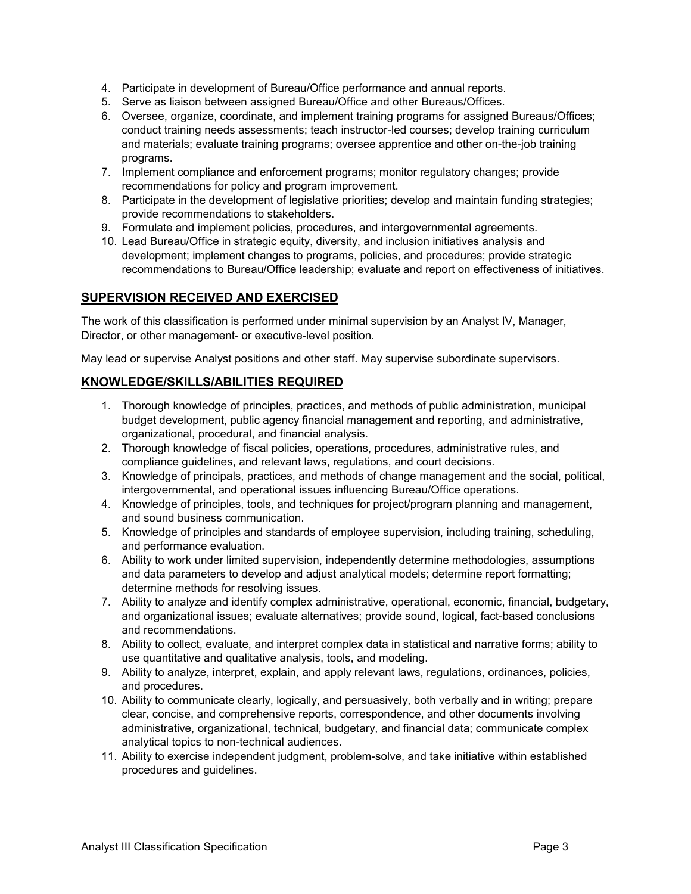4. Participate in development of Bureau/Office performance and annual reports.
5. Serve as liaison between assigned Bureau/Office and other Bureaus/Offices.
6. Oversee, organize, coordinate, and implement training programs for assigned Bureaus/Offices; conduct training needs assessments; teach instructor-led courses; develop training curriculum and materials; evaluate training programs; oversee apprentice and other on-the-job training programs.
7. Implement compliance and enforcement programs; monitor regulatory changes; provide recommendations for policy and program improvement.
8. Participate in the development of legislative priorities; develop and maintain funding strategies; provide recommendations to stakeholders.
9. Formulate and implement policies, procedures, and intergovernmental agreements.
10. Lead Bureau/Office in strategic equity, diversity, and inclusion initiatives analysis and development; implement changes to programs, policies, and procedures; provide strategic recommendations to Bureau/Office leadership; evaluate and report on effectiveness of initiatives.

## SUPERVISION RECEIVED AND EXERCISED

The work of this classification is performed under minimal supervision by an Analyst IV, Manager, Director, or other management- or executive-level position.

May lead or supervise Analyst positions and other staff. May supervise subordinate supervisors.

## KNOWLEDGE/SKILLS/ABILITIES REQUIRED

1. Thorough knowledge of principles, practices, and methods of public administration, municipal budget development, public agency financial management and reporting, and administrative, organizational, procedural, and financial analysis.
2. Thorough knowledge of fiscal policies, operations, procedures, administrative rules, and compliance guidelines, and relevant laws, regulations, and court decisions.
3. Knowledge of principals, practices, and methods of change management and the social, political, intergovernmental, and operational issues influencing Bureau/Office operations.
4. Knowledge of principles, tools, and techniques for project/program planning and management, and sound business communication.
5. Knowledge of principles and standards of employee supervision, including training, scheduling, and performance evaluation.
6. Ability to work under limited supervision, independently determine methodologies, assumptions and data parameters to develop and adjust analytical models; determine report formatting; determine methods for resolving issues.
7. Ability to analyze and identify complex administrative, operational, economic, financial, budgetary, and organizational issues; evaluate alternatives; provide sound, logical, fact-based conclusions and recommendations.
8. Ability to collect, evaluate, and interpret complex data in statistical and narrative forms; ability to use quantitative and qualitative analysis, tools, and modeling.
9. Ability to analyze, interpret, explain, and apply relevant laws, regulations, ordinances, policies, and procedures.
10. Ability to communicate clearly, logically, and persuasively, both verbally and in writing; prepare clear, concise, and comprehensive reports, correspondence, and other documents involving administrative, organizational, technical, budgetary, and financial data; communicate complex analytical topics to non-technical audiences.
11. Ability to exercise independent judgment, problem-solve, and take initiative within established procedures and guidelines.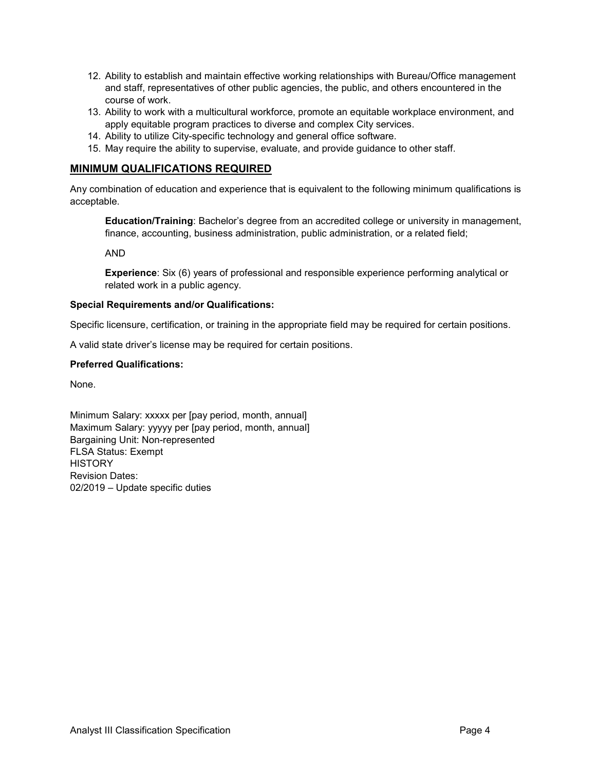12. Ability to establish and maintain effective working relationships with Bureau/Office management and staff, representatives of other public agencies, the public, and others encountered in the course of work.
13. Ability to work with a multicultural workforce, promote an equitable workplace environment, and apply equitable program practices to diverse and complex City services.
14. Ability to utilize City-specific technology and general office software.
15. May require the ability to supervise, evaluate, and provide guidance to other staff.

## MINIMUM QUALIFICATIONS REQUIRED

Any combination of education and experience that is equivalent to the following minimum qualifications is acceptable.

> **Education/Training**: Bachelor's degree from an accredited college or university in management, finance, accounting, business administration, public administration, or a related field;
>
> AND
>
> **Experience**: Six (6) years of professional and responsible experience performing analytical or related work in a public agency.

**Special Requirements and/or Qualifications:**

Specific licensure, certification, or training in the appropriate field may be required for certain positions.

A valid state driver's license may be required for certain positions.

**Preferred Qualifications:**

None.

Minimum Salary: xxxxx per [pay period, month, annual]
Maximum Salary: yyyyy per [pay period, month, annual]
Bargaining Unit: Non-represented
FLSA Status: Exempt
HISTORY
Revision Dates:
02/2019 – Update specific duties